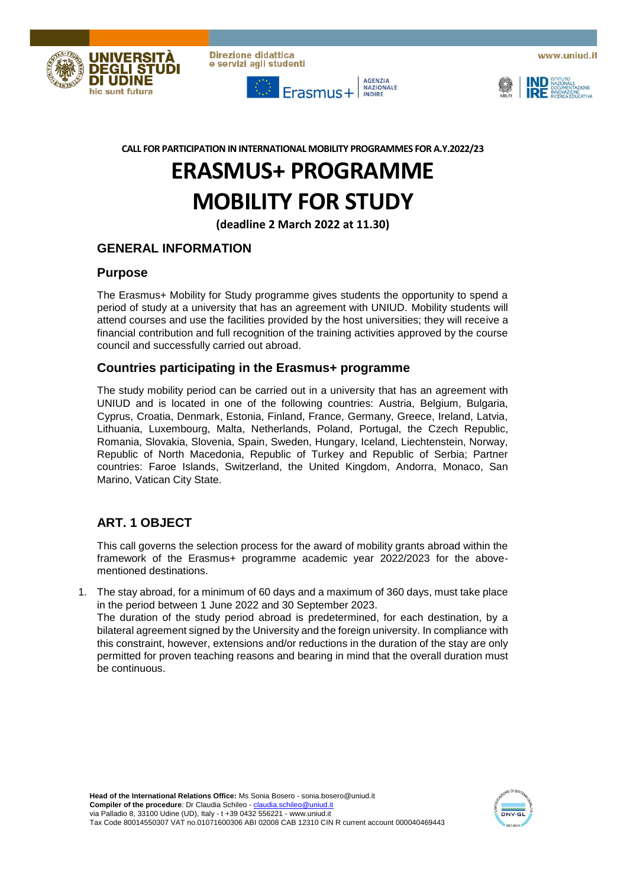CALL FOR PARTICIPATION IN INTERNATIONAL MOBILITY PROGRAMMES FOR A.Y.2022/23

# ERASMUS+ PROGRAMME MOBILITY FOR STUDY

**(deadline 2 March 2022 at 11.30)**

## GENERAL INFORMATION

### Purpose

The Erasmus+ Mobility for Study programme gives students the opportunity to spend a period of study at a university that has an agreement with UNIUD. Mobility students will attend courses and use the facilities provided by the host universities; they will receive a financial contribution and full recognition of the training activities approved by the course council and successfully carried out abroad.

### Countries participating in the Erasmus+ programme

The study mobility period can be carried out in a university that has an agreement with UNIUD and is located in one of the following countries: Austria, Belgium, Bulgaria, Cyprus, Croatia, Denmark, Estonia, Finland, France, Germany, Greece, Ireland, Latvia, Lithuania, Luxembourg, Malta, Netherlands, Poland, Portugal, the Czech Republic, Romania, Slovakia, Slovenia, Spain, Sweden, Hungary, Iceland, Liechtenstein, Norway, Republic of North Macedonia, Republic of Turkey and Republic of Serbia; Partner countries: Faroe Islands, Switzerland, the United Kingdom, Andorra, Monaco, San Marino, Vatican City State.

## ART. 1 OBJECT

This call governs the selection process for the award of mobility grants abroad within the framework of the Erasmus+ programme academic year 2022/2023 for the above-mentioned destinations.

1. The stay abroad, for a minimum of 60 days and a maximum of 360 days, must take place in the period between 1 June 2022 and 30 September 2023.
   The duration of the study period abroad is predetermined, for each destination, by a bilateral agreement signed by the University and the foreign university. In compliance with this constraint, however, extensions and/or reductions in the duration of the stay are only permitted for proven teaching reasons and bearing in mind that the overall duration must be continuous.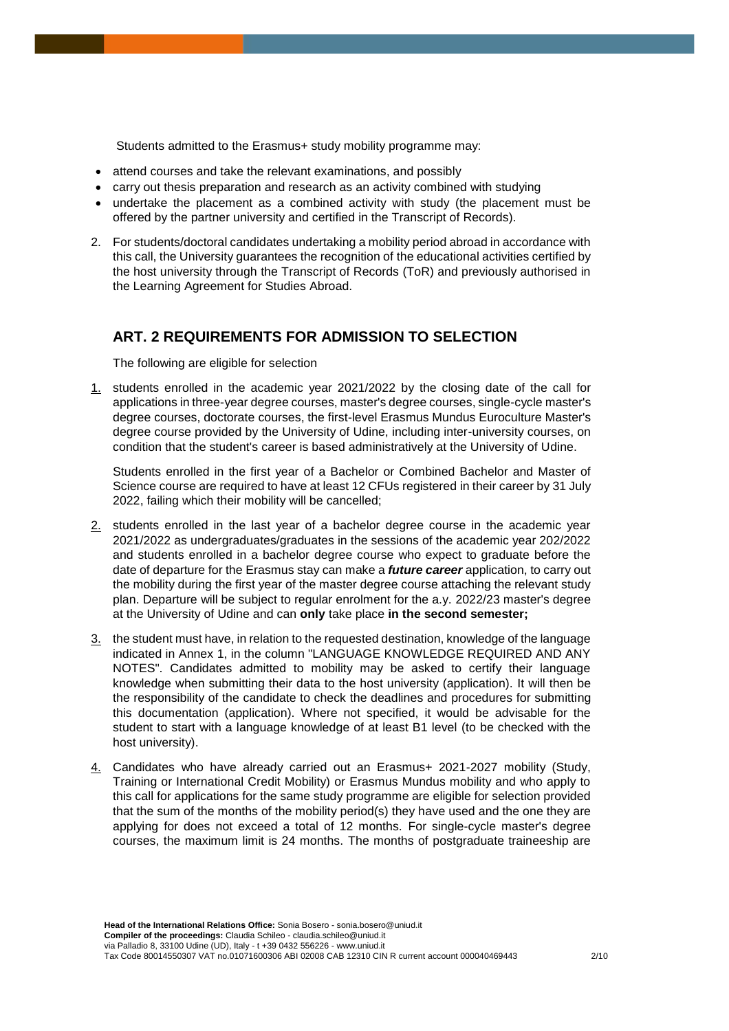Students admitted to the Erasmus+ study mobility programme may:

- attend courses and take the relevant examinations, and possibly
- carry out thesis preparation and research as an activity combined with studying
- undertake the placement as a combined activity with study (the placement must be offered by the partner university and certified in the Transcript of Records).

2. For students/doctoral candidates undertaking a mobility period abroad in accordance with this call, the University guarantees the recognition of the educational activities certified by the host university through the Transcript of Records (ToR) and previously authorised in the Learning Agreement for Studies Abroad.

## ART. 2 REQUIREMENTS FOR ADMISSION TO SELECTION

The following are eligible for selection

1. students enrolled in the academic year 2021/2022 by the closing date of the call for applications in three-year degree courses, master's degree courses, single-cycle master's degree courses, doctorate courses, the first-level Erasmus Mundus Euroculture Master's degree course provided by the University of Udine, including inter-university courses, on condition that the student's career is based administratively at the University of Udine.

   Students enrolled in the first year of a Bachelor or Combined Bachelor and Master of Science course are required to have at least 12 CFUs registered in their career by 31 July 2022, failing which their mobility will be cancelled;

2. students enrolled in the last year of a bachelor degree course in the academic year 2021/2022 as undergraduates/graduates in the sessions of the academic year 202/2022 and students enrolled in a bachelor degree course who expect to graduate before the date of departure for the Erasmus stay can make a ***future career*** application, to carry out the mobility during the first year of the master degree course attaching the relevant study plan. Departure will be subject to regular enrolment for the a.y. 2022/23 master's degree at the University of Udine and can **only** take place **in the second semester;**

3. the student must have, in relation to the requested destination, knowledge of the language indicated in Annex 1, in the column "LANGUAGE KNOWLEDGE REQUIRED AND ANY NOTES". Candidates admitted to mobility may be asked to certify their language knowledge when submitting their data to the host university (application). It will then be the responsibility of the candidate to check the deadlines and procedures for submitting this documentation (application). Where not specified, it would be advisable for the student to start with a language knowledge of at least B1 level (to be checked with the host university).

4. Candidates who have already carried out an Erasmus+ 2021-2027 mobility (Study, Training or International Credit Mobility) or Erasmus Mundus mobility and who apply to this call for applications for the same study programme are eligible for selection provided that the sum of the months of the mobility period(s) they have used and the one they are applying for does not exceed a total of 12 months. For single-cycle master's degree courses, the maximum limit is 24 months. The months of postgraduate traineeship are

**Head of the International Relations Office:** Sonia Bosero - sonia.bosero@uniud.it
**Compiler of the proceedings:** Claudia Schileo - claudia.schileo@uniud.it
via Palladio 8, 33100 Udine (UD), Italy - t +39 0432 556226 - www.uniud.it
Tax Code 80014550307 VAT no.01071600306 ABI 02008 CAB 12310 CIN R current account 000040469443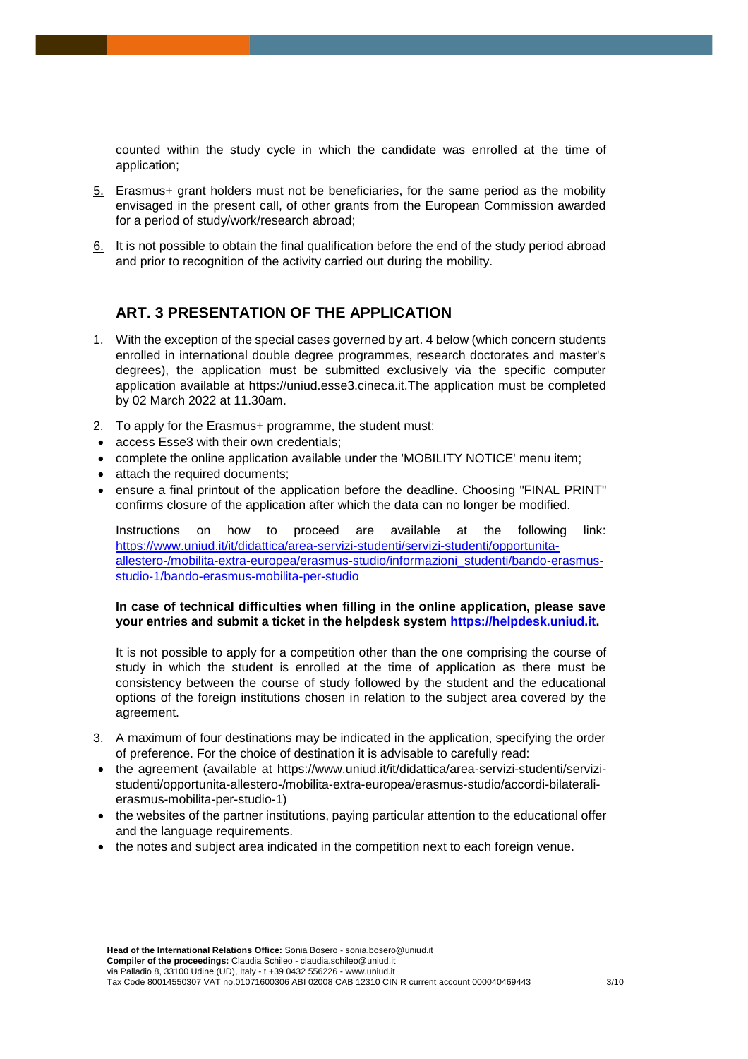counted within the study cycle in which the candidate was enrolled at the time of application;

5. Erasmus+ grant holders must not be beneficiaries, for the same period as the mobility envisaged in the present call, of other grants from the European Commission awarded for a period of study/work/research abroad;

6. It is not possible to obtain the final qualification before the end of the study period abroad and prior to recognition of the activity carried out during the mobility.

## ART. 3 PRESENTATION OF THE APPLICATION

1. With the exception of the special cases governed by art. 4 below (which concern students enrolled in international double degree programmes, research doctorates and master's degrees), the application must be submitted exclusively via the specific computer application available at https://uniud.esse3.cineca.it.The application must be completed by 02 March 2022 at 11.30am.

2. To apply for the Erasmus+ programme, the student must:
   - access Esse3 with their own credentials;
   - complete the online application available under the 'MOBILITY NOTICE' menu item;
   - attach the required documents;
   - ensure a final printout of the application before the deadline. Choosing "FINAL PRINT" confirms closure of the application after which the data can no longer be modified.

   Instructions on how to proceed are available at the following link: https://www.uniud.it/it/didattica/area-servizi-studenti/servizi-studenti/opportunita-allestero-/mobilita-extra-europea/erasmus-studio/informazioni_studenti/bando-erasmus-studio-1/bando-erasmus-mobilita-per-studio

   **In case of technical difficulties when filling in the online application, please save your entries and submit a ticket in the helpdesk system https://helpdesk.uniud.it.**

   It is not possible to apply for a competition other than the one comprising the course of study in which the student is enrolled at the time of application as there must be consistency between the course of study followed by the student and the educational options of the foreign institutions chosen in relation to the subject area covered by the agreement.

3. A maximum of four destinations may be indicated in the application, specifying the order of preference. For the choice of destination it is advisable to carefully read:
   - the agreement (available at https://www.uniud.it/it/didattica/area-servizi-studenti/servizi-studenti/opportunita-allestero-/mobilita-extra-europea/erasmus-studio/accordi-bilaterali-erasmus-mobilita-per-studio-1)
   - the websites of the partner institutions, paying particular attention to the educational offer and the language requirements.
   - the notes and subject area indicated in the competition next to each foreign venue.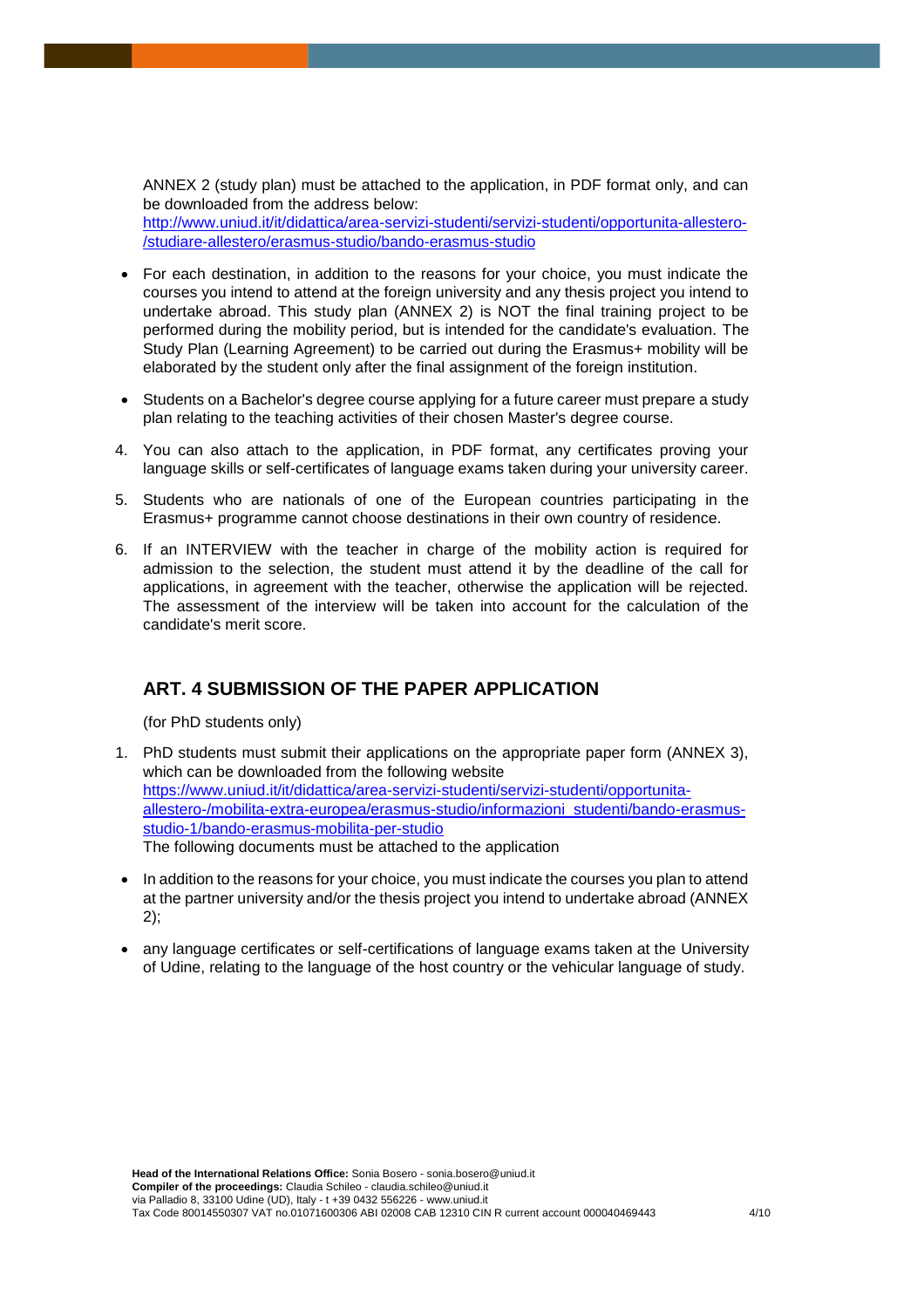ANNEX 2 (study plan) must be attached to the application, in PDF format only, and can be downloaded from the address below:
http://www.uniud.it/it/didattica/area-servizi-studenti/servizi-studenti/opportunita-allestero-/studiare-allestero/erasmus-studio/bando-erasmus-studio

- For each destination, in addition to the reasons for your choice, you must indicate the courses you intend to attend at the foreign university and any thesis project you intend to undertake abroad. This study plan (ANNEX 2) is NOT the final training project to be performed during the mobility period, but is intended for the candidate's evaluation. The Study Plan (Learning Agreement) to be carried out during the Erasmus+ mobility will be elaborated by the student only after the final assignment of the foreign institution.
- Students on a Bachelor's degree course applying for a future career must prepare a study plan relating to the teaching activities of their chosen Master's degree course.

4. You can also attach to the application, in PDF format, any certificates proving your language skills or self-certificates of language exams taken during your university career.
5. Students who are nationals of one of the European countries participating in the Erasmus+ programme cannot choose destinations in their own country of residence.
6. If an INTERVIEW with the teacher in charge of the mobility action is required for admission to the selection, the student must attend it by the deadline of the call for applications, in agreement with the teacher, otherwise the application will be rejected. The assessment of the interview will be taken into account for the calculation of the candidate's merit score.

## ART. 4 SUBMISSION OF THE PAPER APPLICATION

(for PhD students only)

1. PhD students must submit their applications on the appropriate paper form (ANNEX 3), which can be downloaded from the following website
https://www.uniud.it/it/didattica/area-servizi-studenti/servizi-studenti/opportunita-allestero-/mobilita-extra-europea/erasmus-studio/informazioni_studenti/bando-erasmus-studio-1/bando-erasmus-mobilita-per-studio
The following documents must be attached to the application

- In addition to the reasons for your choice, you must indicate the courses you plan to attend at the partner university and/or the thesis project you intend to undertake abroad (ANNEX 2);
- any language certificates or self-certifications of language exams taken at the University of Udine, relating to the language of the host country or the vehicular language of study.

**Head of the International Relations Office:** Sonia Bosero - sonia.bosero@uniud.it
**Compiler of the proceedings:** Claudia Schileo - claudia.schileo@uniud.it
via Palladio 8, 33100 Udine (UD), Italy - t +39 0432 556226 - www.uniud.it
Tax Code 80014550307 VAT no.01071600306 ABI 02008 CAB 12310 CIN R current account 000040469443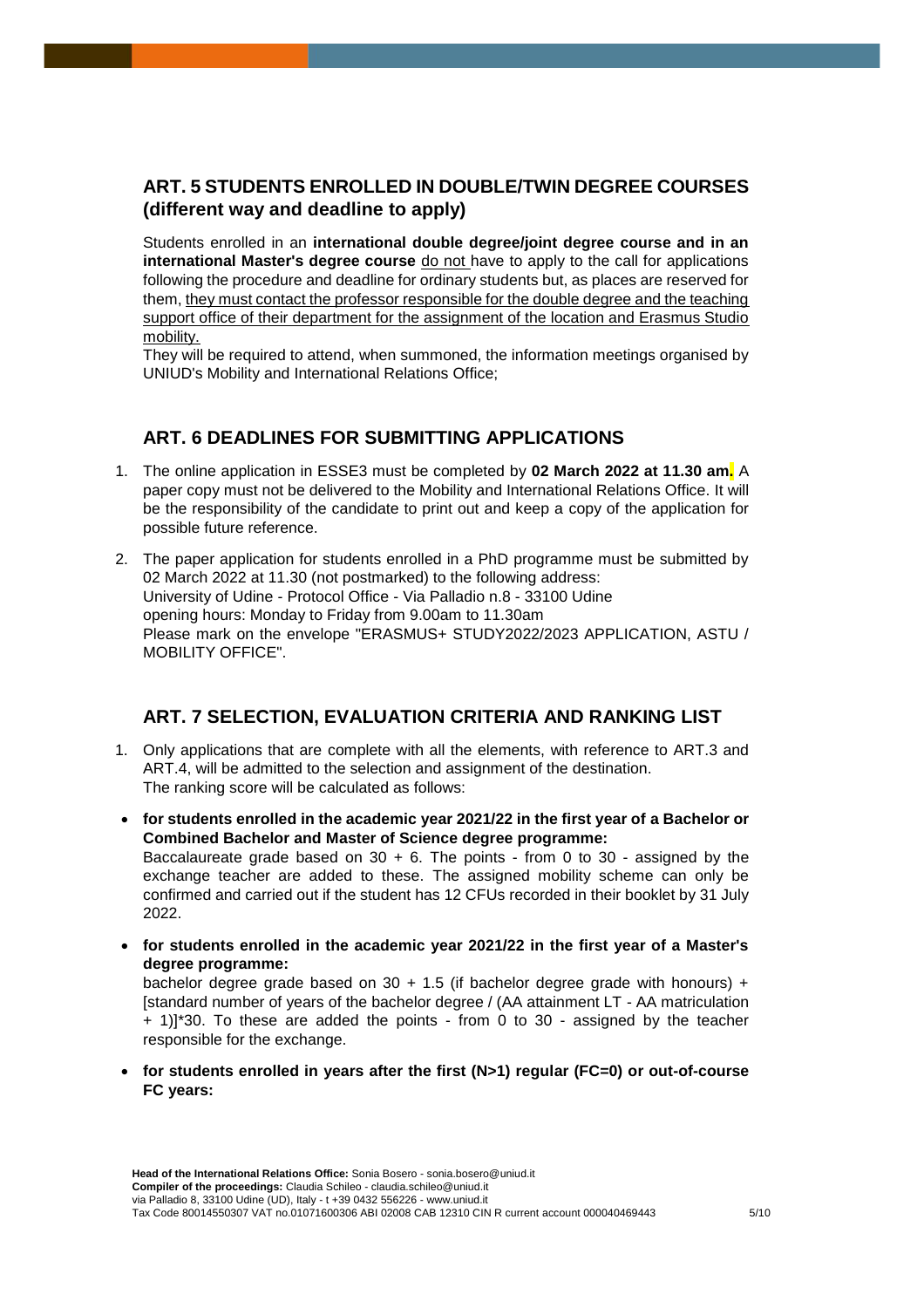## ART. 5 STUDENTS ENROLLED IN DOUBLE/TWIN DEGREE COURSES (different way and deadline to apply)

Students enrolled in an **international double degree/joint degree course and in an international Master's degree course** do not have to apply to the call for applications following the procedure and deadline for ordinary students but, as places are reserved for them, they must contact the professor responsible for the double degree and the teaching support office of their department for the assignment of the location and Erasmus Studio mobility.

They will be required to attend, when summoned, the information meetings organised by UNIUD's Mobility and International Relations Office;

## ART. 6 DEADLINES FOR SUBMITTING APPLICATIONS

1. The online application in ESSE3 must be completed by **02 March 2022 at 11.30 am.** A paper copy must not be delivered to the Mobility and International Relations Office. It will be the responsibility of the candidate to print out and keep a copy of the application for possible future reference.
2. The paper application for students enrolled in a PhD programme must be submitted by 02 March 2022 at 11.30 (not postmarked) to the following address:
   University of Udine - Protocol Office - Via Palladio n.8 - 33100 Udine
   opening hours: Monday to Friday from 9.00am to 11.30am
   Please mark on the envelope "ERASMUS+ STUDY2022/2023 APPLICATION, ASTU / MOBILITY OFFICE".

## ART. 7 SELECTION, EVALUATION CRITERIA AND RANKING LIST

1. Only applications that are complete with all the elements, with reference to ART.3 and ART.4, will be admitted to the selection and assignment of the destination.
   The ranking score will be calculated as follows:

- **for students enrolled in the academic year 2021/22 in the first year of a Bachelor or Combined Bachelor and Master of Science degree programme:**
  Baccalaureate grade based on 30 + 6. The points - from 0 to 30 - assigned by the exchange teacher are added to these. The assigned mobility scheme can only be confirmed and carried out if the student has 12 CFUs recorded in their booklet by 31 July 2022.
- **for students enrolled in the academic year 2021/22 in the first year of a Master's degree programme:**
  bachelor degree grade based on 30 + 1.5 (if bachelor degree grade with honours) + [standard number of years of the bachelor degree / (AA attainment LT - AA matriculation + 1)]*30. To these are added the points - from 0 to 30 - assigned by the teacher responsible for the exchange.
- **for students enrolled in years after the first (N>1) regular (FC=0) or out-of-course FC years:**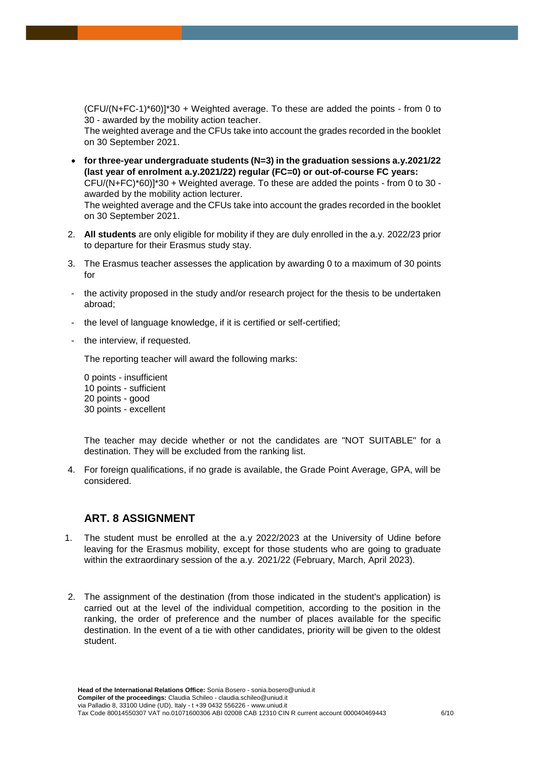(CFU/(N+FC-1)*60)]*30 + Weighted average. To these are added the points - from 0 to 30 - awarded by the mobility action teacher.
The weighted average and the CFUs take into account the grades recorded in the booklet on 30 September 2021.

- **for three-year undergraduate students (N=3) in the graduation sessions a.y.2021/22 (last year of enrolment a.y.2021/22) regular (FC=0) or out-of-course FC years:** CFU/(N+FC)*60)]*30 + Weighted average. To these are added the points - from 0 to 30 - awarded by the mobility action lecturer.
The weighted average and the CFUs take into account the grades recorded in the booklet on 30 September 2021.

2. **All students** are only eligible for mobility if they are duly enrolled in the a.y. 2022/23 prior to departure for their Erasmus study stay.

3. The Erasmus teacher assesses the application by awarding 0 to a maximum of 30 points for

- the activity proposed in the study and/or research project for the thesis to be undertaken abroad;
- the level of language knowledge, if it is certified or self-certified;
- the interview, if requested.

The reporting teacher will award the following marks:

0 points - insufficient
10 points - sufficient
20 points - good
30 points - excellent

The teacher may decide whether or not the candidates are "NOT SUITABLE" for a destination. They will be excluded from the ranking list.

4. For foreign qualifications, if no grade is available, the Grade Point Average, GPA, will be considered.

## ART. 8 ASSIGNMENT

1. The student must be enrolled at the a.y 2022/2023 at the University of Udine before leaving for the Erasmus mobility, except for those students who are going to graduate within the extraordinary session of the a.y. 2021/22 (February, March, April 2023).

2. The assignment of the destination (from those indicated in the student's application) is carried out at the level of the individual competition, according to the position in the ranking, the order of preference and the number of places available for the specific destination. In the event of a tie with other candidates, priority will be given to the oldest student.

**Head of the International Relations Office:** Sonia Bosero - sonia.bosero@uniud.it
**Compiler of the proceedings:** Claudia Schileo - claudia.schileo@uniud.it
via Palladio 8, 33100 Udine (UD), Italy - t +39 0432 556226 - www.uniud.it
Tax Code 80014550307 VAT no.01071600306 ABI 02008 CAB 12310 CIN R current account 000040469443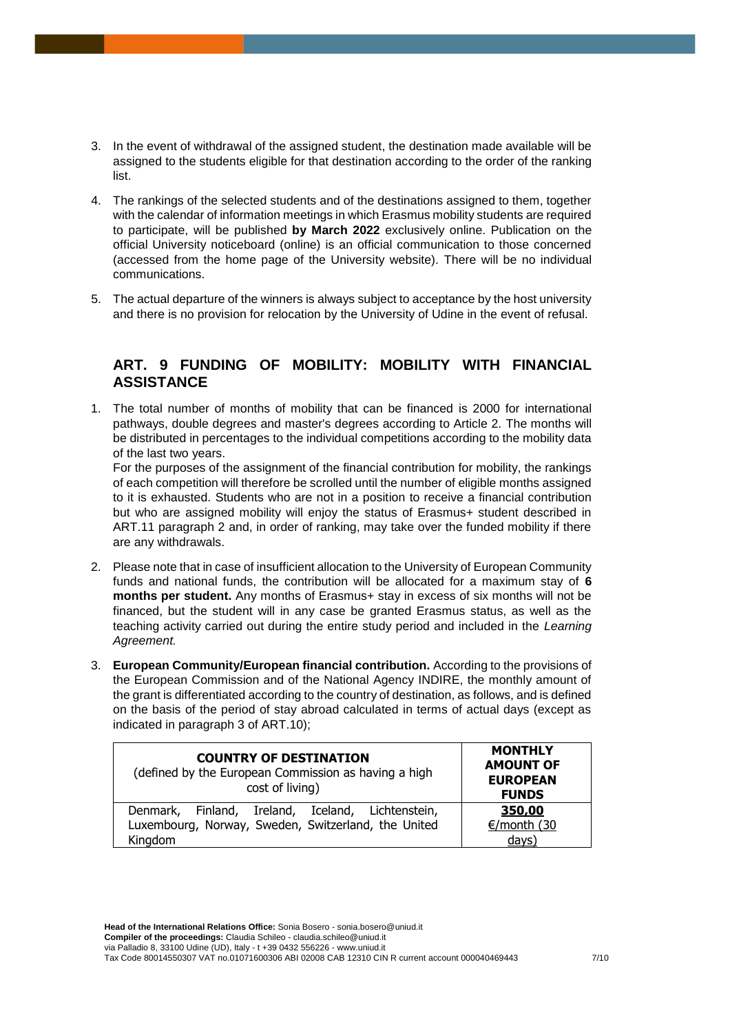3. In the event of withdrawal of the assigned student, the destination made available will be assigned to the students eligible for that destination according to the order of the ranking list.

4. The rankings of the selected students and of the destinations assigned to them, together with the calendar of information meetings in which Erasmus mobility students are required to participate, will be published **by March 2022** exclusively online. Publication on the official University noticeboard (online) is an official communication to those concerned (accessed from the home page of the University website). There will be no individual communications.

5. The actual departure of the winners is always subject to acceptance by the host university and there is no provision for relocation by the University of Udine in the event of refusal.

## ART. 9 FUNDING OF MOBILITY: MOBILITY WITH FINANCIAL ASSISTANCE

1. The total number of months of mobility that can be financed is 2000 for international pathways, double degrees and master's degrees according to Article 2. The months will be distributed in percentages to the individual competitions according to the mobility data of the last two years.
   For the purposes of the assignment of the financial contribution for mobility, the rankings of each competition will therefore be scrolled until the number of eligible months assigned to it is exhausted. Students who are not in a position to receive a financial contribution but who are assigned mobility will enjoy the status of Erasmus+ student described in ART.11 paragraph 2 and, in order of ranking, may take over the funded mobility if there are any withdrawals.

2. Please note that in case of insufficient allocation to the University of European Community funds and national funds, the contribution will be allocated for a maximum stay of **6 months per student.** Any months of Erasmus+ stay in excess of six months will not be financed, but the student will in any case be granted Erasmus status, as well as the teaching activity carried out during the entire study period and included in the *Learning Agreement.*

3. **European Community/European financial contribution.** According to the provisions of the European Commission and of the National Agency INDIRE, the monthly amount of the grant is differentiated according to the country of destination, as follows, and is defined on the basis of the period of stay abroad calculated in terms of actual days (except as indicated in paragraph 3 of ART.10);

| **COUNTRY OF DESTINATION** (defined by the European Commission as having a high cost of living) | **MONTHLY AMOUNT OF EUROPEAN FUNDS** |
|---|---|
| Denmark, Finland, Ireland, Iceland, Lichtenstein, Luxembourg, Norway, Sweden, Switzerland, the United Kingdom | **350,00** €/month (30 days) |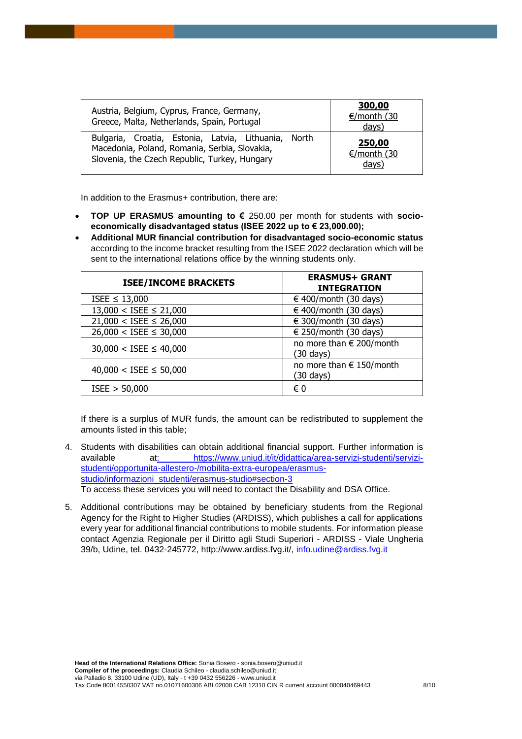| Austria, Belgium, Cyprus, France, Germany, Greece, Malta, Netherlands, Spain, Portugal | **300,00** €/month (30 days) |
|---|---|
| Bulgaria, Croatia, Estonia, Latvia, Lithuania, North Macedonia, Poland, Romania, Serbia, Slovakia, Slovenia, the Czech Republic, Turkey, Hungary | **250,00** €/month (30 days) |

In addition to the Erasmus+ contribution, there are:

- **TOP UP ERASMUS amounting to €** 250.00 per month for students with **socio-economically disadvantaged status (ISEE 2022 up to € 23,000.00);**
- **Additional MUR financial contribution for disadvantaged socio-economic status** according to the income bracket resulting from the ISEE 2022 declaration which will be sent to the international relations office by the winning students only.

| ISEE/INCOME BRACKETS | ERASMUS+ GRANT INTEGRATION |
|---|---|
| ISEE ≤ 13,000 | € 400/month (30 days) |
| 13,000 < ISEE ≤ 21,000 | € 400/month (30 days) |
| 21,000 < ISEE ≤ 26,000 | € 300/month (30 days) |
| 26,000 < ISEE ≤ 30,000 | € 250/month (30 days) |
| 30,000 < ISEE ≤ 40,000 | no more than € 200/month (30 days) |
| 40,000 < ISEE ≤ 50,000 | no more than € 150/month (30 days) |
| ISEE > 50,000 | € 0 |

If there is a surplus of MUR funds, the amount can be redistributed to supplement the amounts listed in this table;

4. Students with disabilities can obtain additional financial support. Further information is available at: https://www.uniud.it/it/didattica/area-servizi-studenti/servizi-studenti/opportunita-allestero-/mobilita-extra-europea/erasmus-studio/informazioni_studenti/erasmus-studio#section-3
   To access these services you will need to contact the Disability and DSA Office.

5. Additional contributions may be obtained by beneficiary students from the Regional Agency for the Right to Higher Studies (ARDISS), which publishes a call for applications every year for additional financial contributions to mobile students. For information please contact Agenzia Regionale per il Diritto agli Studi Superiori - ARDISS - Viale Ungheria 39/b, Udine, tel. 0432-245772, http://www.ardiss.fvg.it/, info.udine@ardiss.fvg.it

**Head of the International Relations Office:** Sonia Bosero - sonia.bosero@uniud.it
**Compiler of the proceedings:** Claudia Schileo - claudia.schileo@uniud.it
via Palladio 8, 33100 Udine (UD), Italy - t +39 0432 556226 - www.uniud.it
Tax Code 80014550307 VAT no.01071600306 ABI 02008 CAB 12310 CIN R current account 000040469443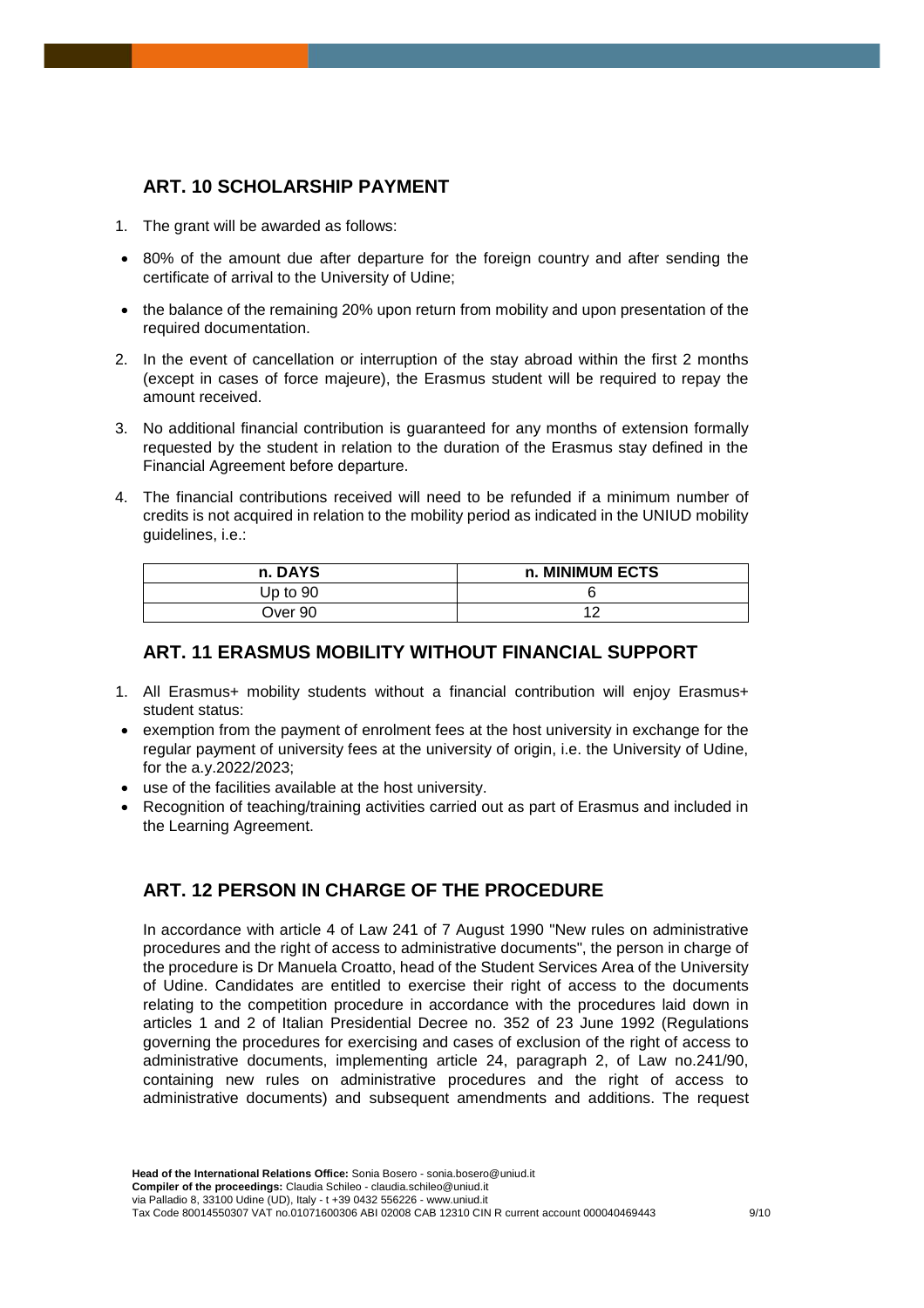## ART. 10 SCHOLARSHIP PAYMENT

1. The grant will be awarded as follows:

- 80% of the amount due after departure for the foreign country and after sending the certificate of arrival to the University of Udine;
- the balance of the remaining 20% upon return from mobility and upon presentation of the required documentation.

2. In the event of cancellation or interruption of the stay abroad within the first 2 months (except in cases of force majeure), the Erasmus student will be required to repay the amount received.

3. No additional financial contribution is guaranteed for any months of extension formally requested by the student in relation to the duration of the Erasmus stay defined in the Financial Agreement before departure.

4. The financial contributions received will need to be refunded if a minimum number of credits is not acquired in relation to the mobility period as indicated in the UNIUD mobility guidelines, i.e.:

| n. DAYS | n. MINIMUM ECTS |
|---|---|
| Up to 90 | 6 |
| Over 90 | 12 |

## ART. 11 ERASMUS MOBILITY WITHOUT FINANCIAL SUPPORT

1. All Erasmus+ mobility students without a financial contribution will enjoy Erasmus+ student status:

- exemption from the payment of enrolment fees at the host university in exchange for the regular payment of university fees at the university of origin, i.e. the University of Udine, for the a.y.2022/2023;
- use of the facilities available at the host university.
- Recognition of teaching/training activities carried out as part of Erasmus and included in the Learning Agreement.

## ART. 12 PERSON IN CHARGE OF THE PROCEDURE

In accordance with article 4 of Law 241 of 7 August 1990 "New rules on administrative procedures and the right of access to administrative documents", the person in charge of the procedure is Dr Manuela Croatto, head of the Student Services Area of the University of Udine. Candidates are entitled to exercise their right of access to the documents relating to the competition procedure in accordance with the procedures laid down in articles 1 and 2 of Italian Presidential Decree no. 352 of 23 June 1992 (Regulations governing the procedures for exercising and cases of exclusion of the right of access to administrative documents, implementing article 24, paragraph 2, of Law no.241/90, containing new rules on administrative procedures and the right of access to administrative documents) and subsequent amendments and additions. The request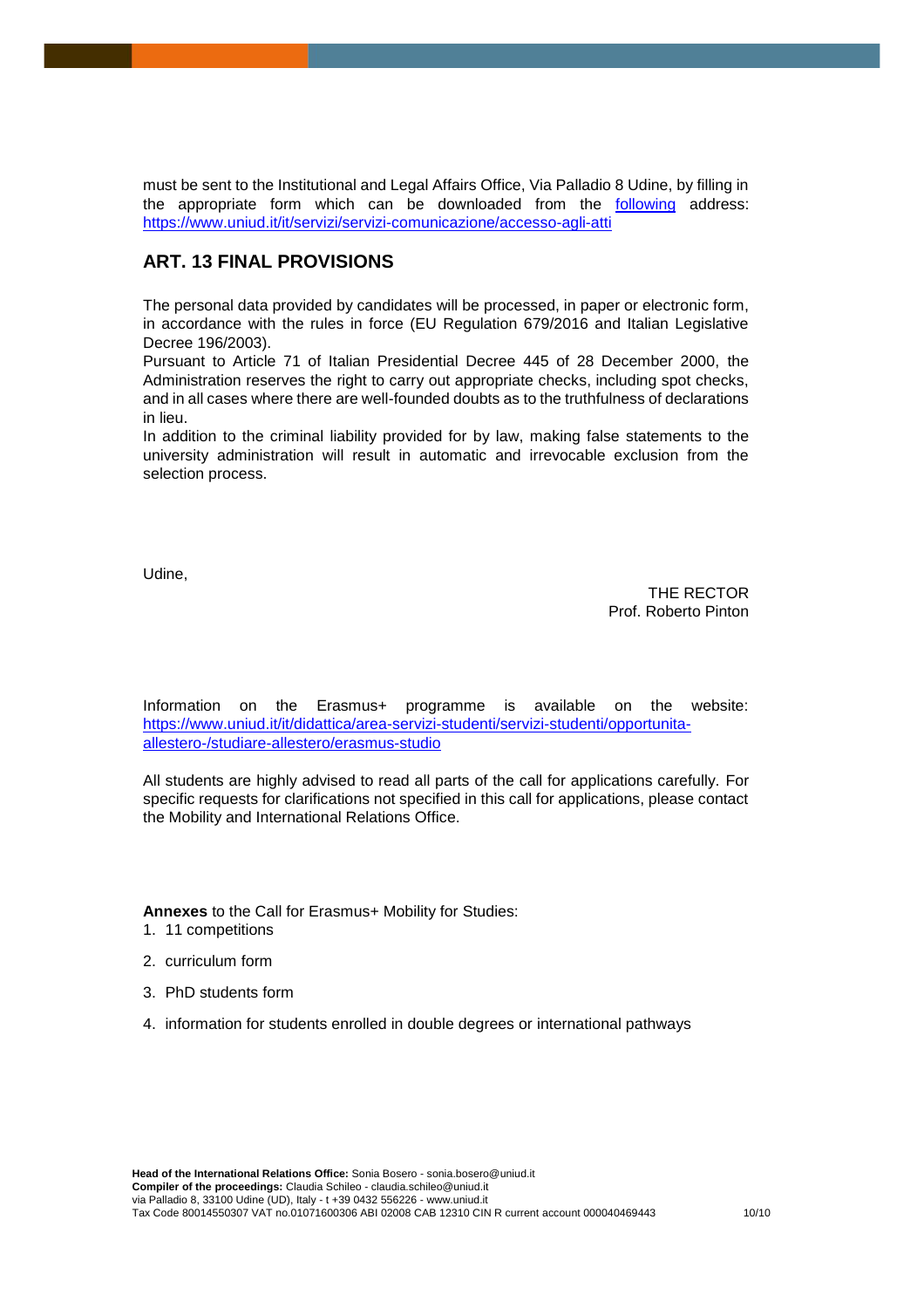must be sent to the Institutional and Legal Affairs Office, Via Palladio 8 Udine, by filling in the appropriate form which can be downloaded from the following address: https://www.uniud.it/it/servizi/servizi-comunicazione/accesso-agli-atti

## ART. 13 FINAL PROVISIONS

The personal data provided by candidates will be processed, in paper or electronic form, in accordance with the rules in force (EU Regulation 679/2016 and Italian Legislative Decree 196/2003).
Pursuant to Article 71 of Italian Presidential Decree 445 of 28 December 2000, the Administration reserves the right to carry out appropriate checks, including spot checks, and in all cases where there are well-founded doubts as to the truthfulness of declarations in lieu.
In addition to the criminal liability provided for by law, making false statements to the university administration will result in automatic and irrevocable exclusion from the selection process.

Udine,

THE RECTOR
Prof. Roberto Pinton

Information on the Erasmus+ programme is available on the website: https://www.uniud.it/it/didattica/area-servizi-studenti/servizi-studenti/opportunita-allestero-/studiare-allestero/erasmus-studio

All students are highly advised to read all parts of the call for applications carefully. For specific requests for clarifications not specified in this call for applications, please contact the Mobility and International Relations Office.

**Annexes** to the Call for Erasmus+ Mobility for Studies:

1. 11 competitions
2. curriculum form
3. PhD students form
4. information for students enrolled in double degrees or international pathways

**Head of the International Relations Office:** Sonia Bosero - sonia.bosero@uniud.it
**Compiler of the proceedings:** Claudia Schileo - claudia.schileo@uniud.it
via Palladio 8, 33100 Udine (UD), Italy - t +39 0432 556226 - www.uniud.it
Tax Code 80014550307 VAT no.01071600306 ABI 02008 CAB 12310 CIN R current account 000040469443